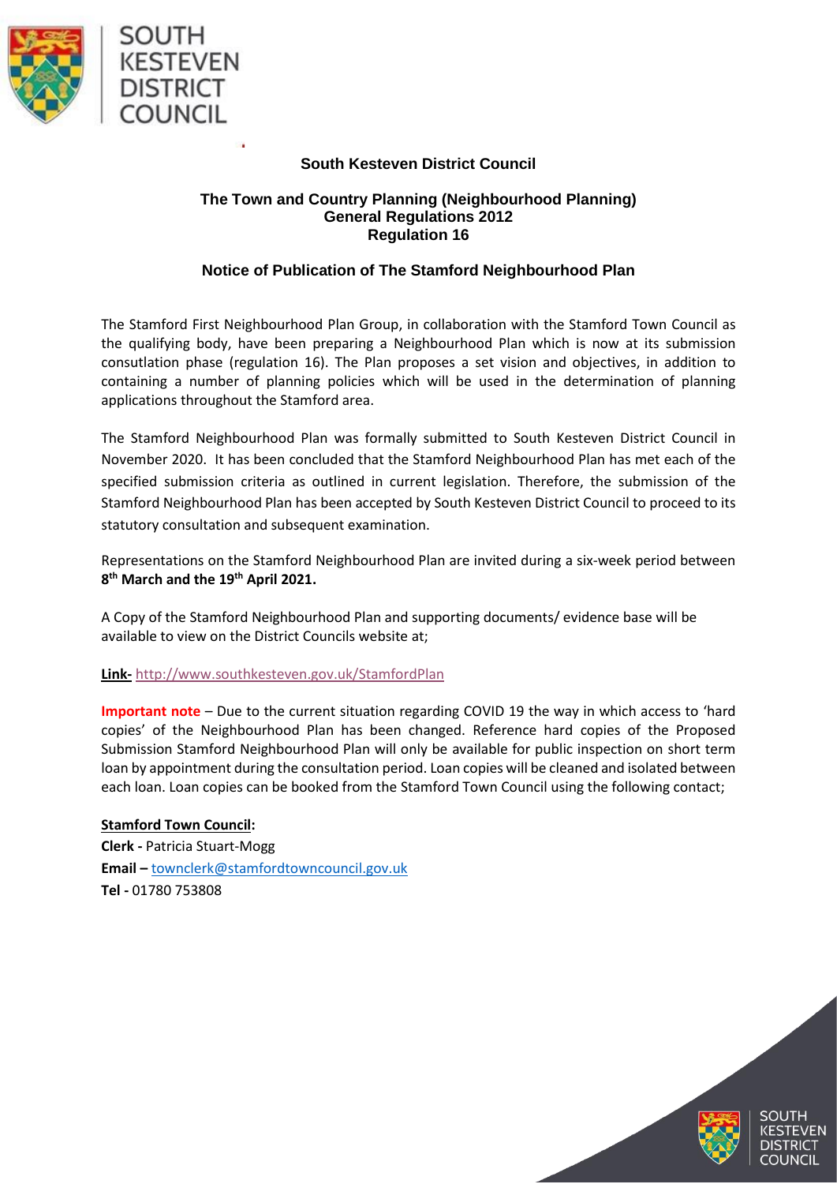**South Kesteven District Council**

**The Town and Country Planning (Neighbourhood Planning) General Regulations 2012 Regulation 16**

**Notice of Publication of The Stamford Neighbourhood Plan**

The Stamford First Neighbourhood Plan Group, in collaboration with the Stamford Town Council as the qualifying body, have been preparing a Neighbourhood Plan which is now at its submission consutlation phase (regulation 16). The Plan proposes a set vision and objectives, in addition to containing a number of planning policies which will be used in the determination of planning applications throughout the Stamford area.

The Stamford Neighbourhood Plan was formally submitted to South Kesteven District Council in November 2020. It has been concluded that the Stamford Neighbourhood Plan has met each of the specified submission criteria as outlined in current legislation. Therefore, the submission of the Stamford Neighbourhood Plan has been accepted by South Kesteven District Council to proceed to its statutory consultation and subsequent examination.

Representations on the Stamford Neighbourhood Plan are invited during a six-week period between **8th March and the 19th April 2021.**

A Copy of the Stamford Neighbourhood Plan and supporting documents/ evidence base will be available to view on the District Councils website at;

**Link-** http://www.southkesteven.gov.uk/StamfordPlan

**Important note** – Due to the current situation regarding COVID 19 the way in which access to 'hard copies' of the Neighbourhood Plan has been changed. Reference hard copies of the Proposed Submission Stamford Neighbourhood Plan will only be available for public inspection on short term loan by appointment during the consultation period. Loan copies will be cleaned and isolated between each loan. Loan copies can be booked from the Stamford Town Council using the following contact;

**Stamford Town Council:**
**Clerk -** Patricia Stuart-Mogg
**Email –** townclerk@stamfordtowncouncil.gov.uk
**Tel -** 01780 753808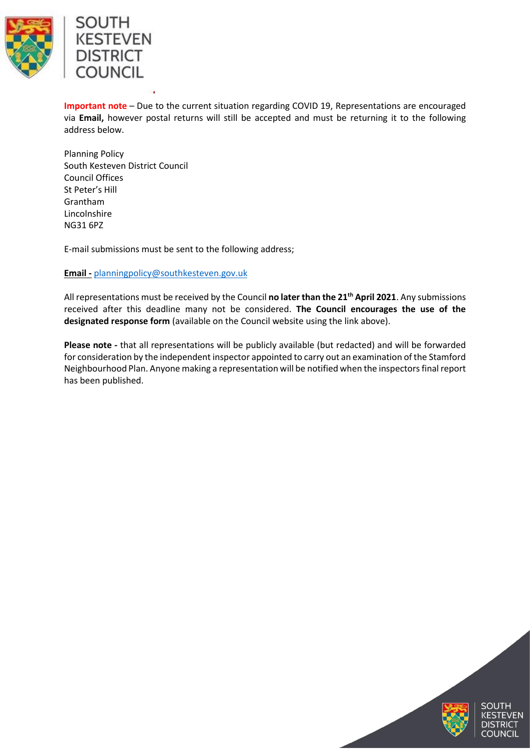**Important note** – Due to the current situation regarding COVID 19, Representations are encouraged via **Email,** however postal returns will still be accepted and must be returning it to the following address below.

Planning Policy
South Kesteven District Council
Council Offices
St Peter's Hill
Grantham
Lincolnshire
NG31 6PZ

E-mail submissions must be sent to the following address;

**Email -** planningpolicy@southkesteven.gov.uk

All representations must be received by the Council **no later than the 21th April 2021**. Any submissions received after this deadline many not be considered. **The Council encourages the use of the designated response form** (available on the Council website using the link above).

**Please note -** that all representations will be publicly available (but redacted) and will be forwarded for consideration by the independent inspector appointed to carry out an examination of the Stamford Neighbourhood Plan. Anyone making a representation will be notified when the inspectors final report has been published.